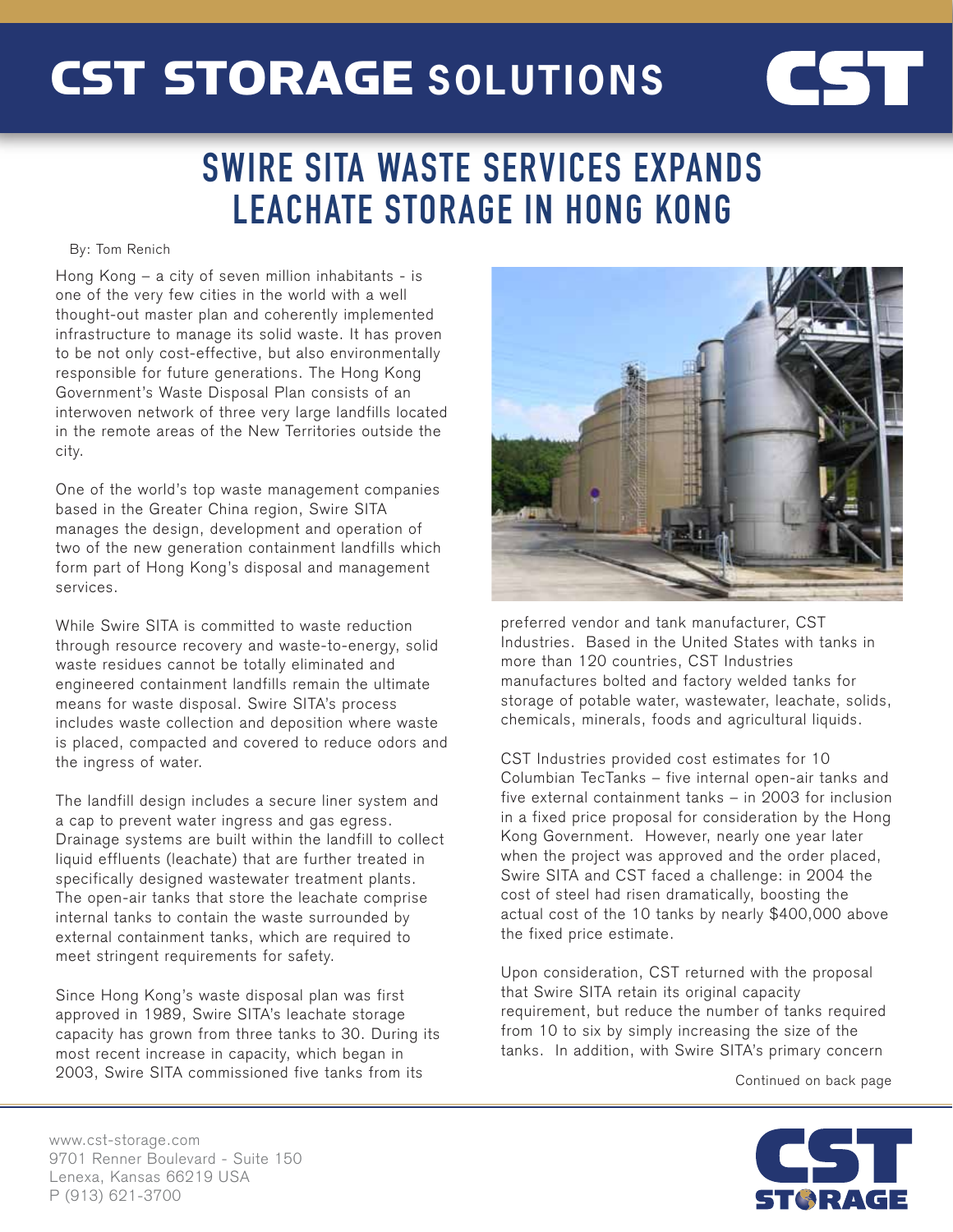# CST STORAGE SOLUTIONS

## SWIRE SITA WASTE SERVICES EXPANDS LEACHATE STORAGE IN HONG KONG

By: Tom Renich

Hong Kong – a city of seven million inhabitants - is one of the very few cities in the world with a well thought-out master plan and coherently implemented infrastructure to manage its solid waste. It has proven to be not only cost-effective, but also environmentally responsible for future generations. The Hong Kong Government's Waste Disposal Plan consists of an interwoven network of three very large landfills located in the remote areas of the New Territories outside the city.

One of the world's top waste management companies based in the Greater China region, Swire SITA manages the design, development and operation of two of the new generation containment landfills which form part of Hong Kong's disposal and management services.

While Swire SITA is committed to waste reduction through resource recovery and waste-to-energy, solid waste residues cannot be totally eliminated and engineered containment landfills remain the ultimate means for waste disposal. Swire SITA's process includes waste collection and deposition where waste is placed, compacted and covered to reduce odors and the ingress of water.

The landfill design includes a secure liner system and a cap to prevent water ingress and gas egress. Drainage systems are built within the landfill to collect liquid effluents (leachate) that are further treated in specifically designed wastewater treatment plants. The open-air tanks that store the leachate comprise internal tanks to contain the waste surrounded by external containment tanks, which are required to meet stringent requirements for safety.

Since Hong Kong's waste disposal plan was first approved in 1989, Swire SITA's leachate storage capacity has grown from three tanks to 30. During its most recent increase in capacity, which began in 2003, Swire SITA commissioned five tanks from its preferred vendor and tank manufacturer, CST Industries. Based in the United States with tanks in more than 120 countries, CST Industries manufactures bolted and factory welded tanks for storage of potable water, wastewater, leachate, solids, chemicals, minerals, foods and agricultural liquids.

CST Industries provided cost estimates for 10 Columbian TecTanks – five internal open-air tanks and five external containment tanks – in 2003 for inclusion in a fixed price proposal for consideration by the Hong Kong Government. However, nearly one year later when the project was approved and the order placed, Swire SITA and CST faced a challenge: in 2004 the cost of steel had risen dramatically, boosting the actual cost of the 10 tanks by nearly $400,000 above the fixed price estimate.

Upon consideration, CST returned with the proposal that Swire SITA retain its original capacity requirement, but reduce the number of tanks required from 10 to six by simply increasing the size of the tanks. In addition, with Swire SITA's primary concern

Continued on back page

www.cst-storage.com
9701 Renner Boulevard - Suite 150
Lenexa, Kansas 66219 USA
P (913) 621-3700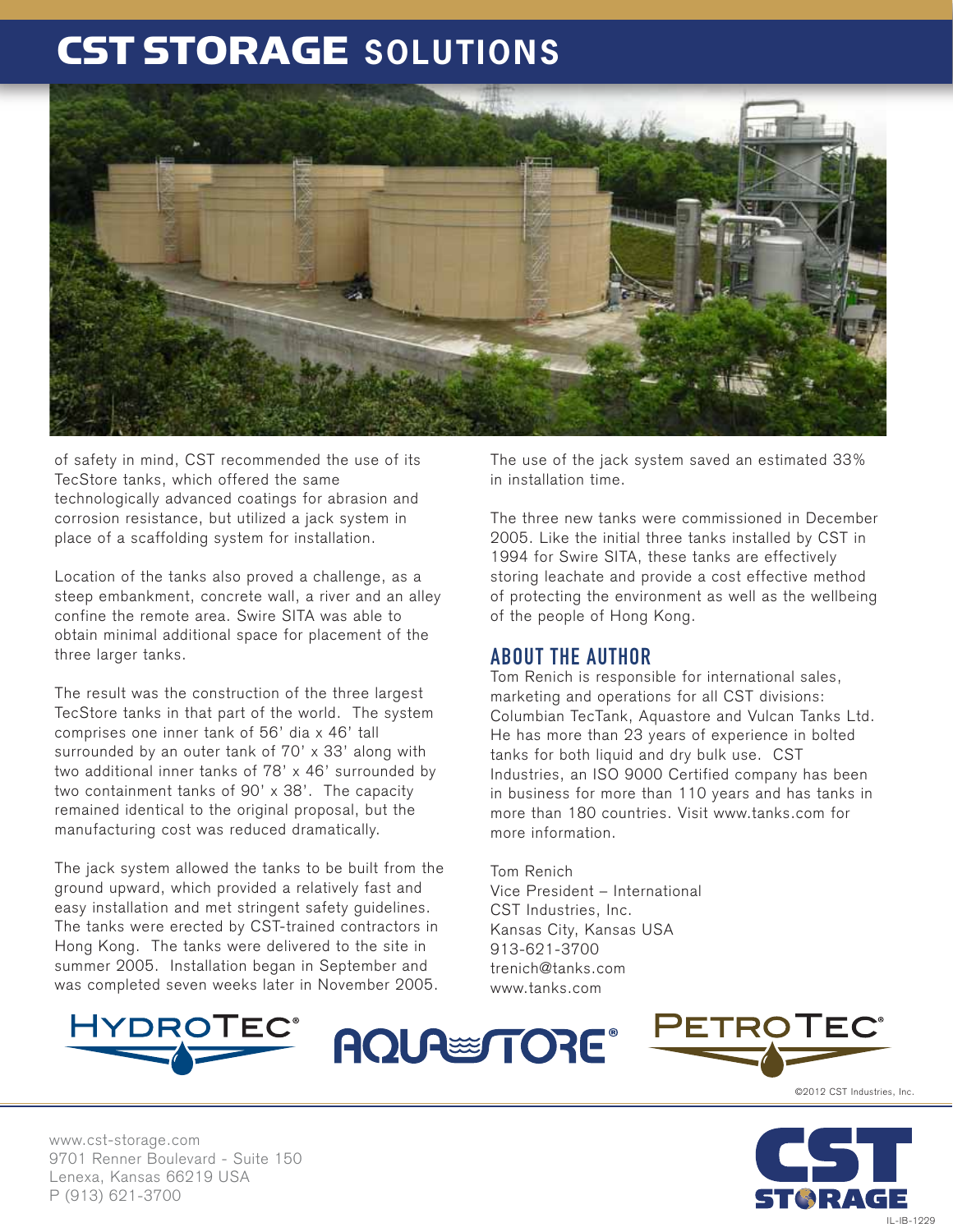of safety in mind, CST recommended the use of its TecStore tanks, which offered the same technologically advanced coatings for abrasion and corrosion resistance, but utilized a jack system in place of a scaffolding system for installation.

Location of the tanks also proved a challenge, as a steep embankment, concrete wall, a river and an alley confine the remote area. Swire SITA was able to obtain minimal additional space for placement of the three larger tanks.

The result was the construction of the three largest TecStore tanks in that part of the world. The system comprises one inner tank of 56' dia x 46' tall surrounded by an outer tank of 70' x 33' along with two additional inner tanks of 78' x 46' surrounded by two containment tanks of 90' x 38'. The capacity remained identical to the original proposal, but the manufacturing cost was reduced dramatically.

The jack system allowed the tanks to be built from the ground upward, which provided a relatively fast and easy installation and met stringent safety guidelines. The tanks were erected by CST-trained contractors in Hong Kong. The tanks were delivered to the site in summer 2005. Installation began in September and was completed seven weeks later in November 2005.

The use of the jack system saved an estimated 33% in installation time.

The three new tanks were commissioned in December 2005. Like the initial three tanks installed by CST in 1994 for Swire SITA, these tanks are effectively storing leachate and provide a cost effective method of protecting the environment as well as the wellbeing of the people of Hong Kong.

## ABOUT THE AUTHOR

Tom Renich is responsible for international sales, marketing and operations for all CST divisions: Columbian TecTank, Aquastore and Vulcan Tanks Ltd. He has more than 23 years of experience in bolted tanks for both liquid and dry bulk use. CST Industries, an ISO 9000 Certified company has been in business for more than 110 years and has tanks in more than 180 countries. Visit www.tanks.com for more information.

Tom Renich
Vice President – International
CST Industries, Inc.
Kansas City, Kansas USA
913-621-3700
trenich@tanks.com
www.tanks.com

HYDROTEC® AQUASTORE® PETROTEC®

©2012 CST Industries, Inc.

www.cst-storage.com
9701 Renner Boulevard - Suite 150
Lenexa, Kansas 66219 USA
P (913) 621-3700

CST STORAGE

IL-IB-1229